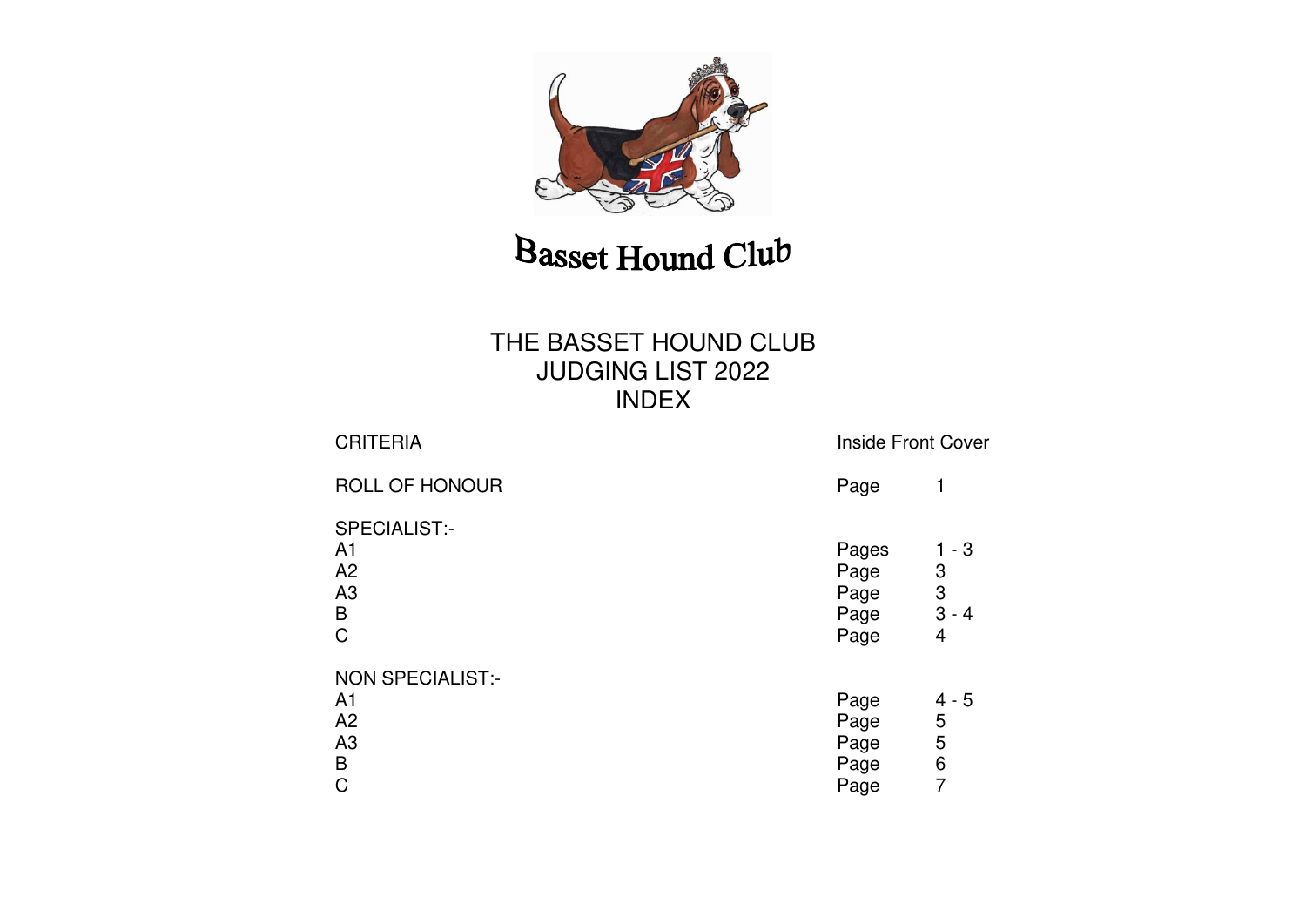# Basset Hound Club

## THE BASSET HOUND CLUB
## JUDGING LIST 2022
## INDEX

| | | |
|---|---|---|
| CRITERIA | Inside Front Cover | |
| ROLL OF HONOUR | Page | 1 |
| SPECIALIST:- | | |
| A1 | Pages | 1 - 3 |
| A2 | Page | 3 |
| A3 | Page | 3 |
| B | Page | 3 - 4 |
| C | Page | 4 |
| NON SPECIALIST:- | | |
| A1 | Page | 4 - 5 |
| A2 | Page | 5 |
| A3 | Page | 5 |
| B | Page | 6 |
| C | Page | 7 |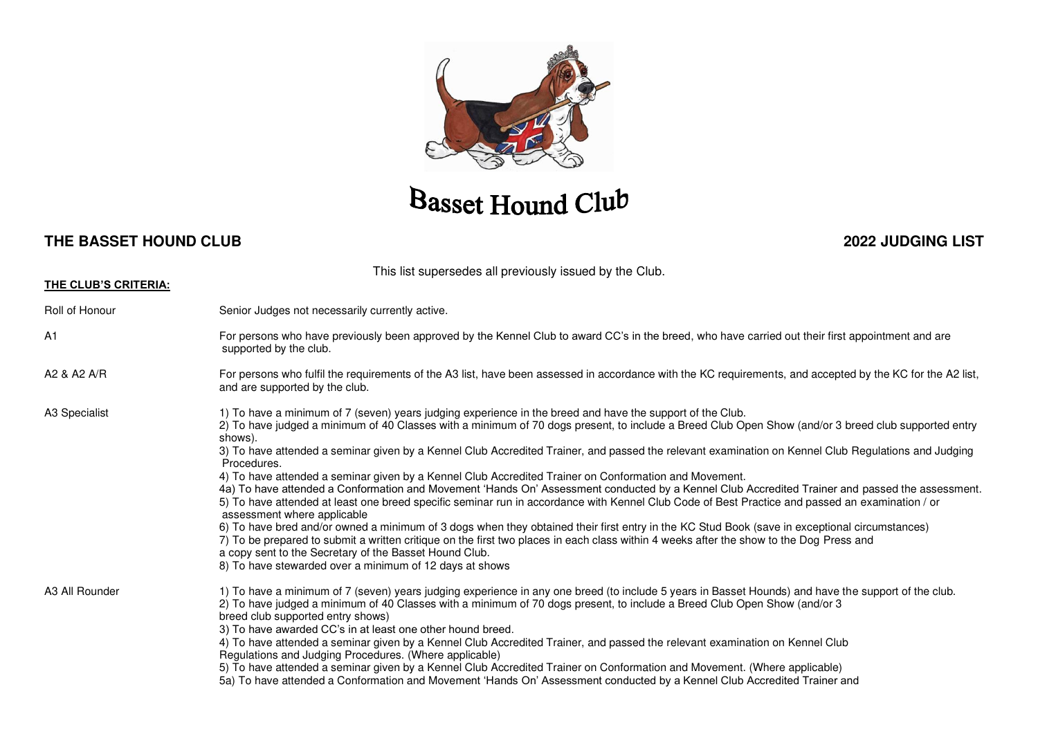# Basset Hound Club

**THE BASSET HOUND CLUB** **2022 JUDGING LIST**

This list supersedes all previously issued by the Club.

**THE CLUB'S CRITERIA:**

Roll of Honour — Senior Judges not necessarily currently active.

A1 — For persons who have previously been approved by the Kennel Club to award CC's in the breed, who have carried out their first appointment and are supported by the club.

A2 & A2 A/R — For persons who fulfil the requirements of the A3 list, have been assessed in accordance with the KC requirements, and accepted by the KC for the A2 list, and are supported by the club.

A3 Specialist —
1) To have a minimum of 7 (seven) years judging experience in the breed and have the support of the Club.
2) To have judged a minimum of 40 Classes with a minimum of 70 dogs present, to include a Breed Club Open Show (and/or 3 breed club supported entry shows).
3) To have attended a seminar given by a Kennel Club Accredited Trainer, and passed the relevant examination on Kennel Club Regulations and Judging Procedures.
4) To have attended a seminar given by a Kennel Club Accredited Trainer on Conformation and Movement.
4a) To have attended a Conformation and Movement 'Hands On' Assessment conducted by a Kennel Club Accredited Trainer and passed the assessment.
5) To have attended at least one breed specific seminar run in accordance with Kennel Club Code of Best Practice and passed an examination / or assessment where applicable
6) To have bred and/or owned a minimum of 3 dogs when they obtained their first entry in the KC Stud Book (save in exceptional circumstances)
7) To be prepared to submit a written critique on the first two places in each class within 4 weeks after the show to the Dog Press and a copy sent to the Secretary of the Basset Hound Club.
8) To have stewarded over a minimum of 12 days at shows

A3 All Rounder —
1) To have a minimum of 7 (seven) years judging experience in any one breed (to include 5 years in Basset Hounds) and have the support of the club.
2) To have judged a minimum of 40 Classes with a minimum of 70 dogs present, to include a Breed Club Open Show (and/or 3 breed club supported entry shows)
3) To have awarded CC's in at least one other hound breed.
4) To have attended a seminar given by a Kennel Club Accredited Trainer, and passed the relevant examination on Kennel Club Regulations and Judging Procedures. (Where applicable)
5) To have attended a seminar given by a Kennel Club Accredited Trainer on Conformation and Movement. (Where applicable)
5a) To have attended a Conformation and Movement 'Hands On' Assessment conducted by a Kennel Club Accredited Trainer and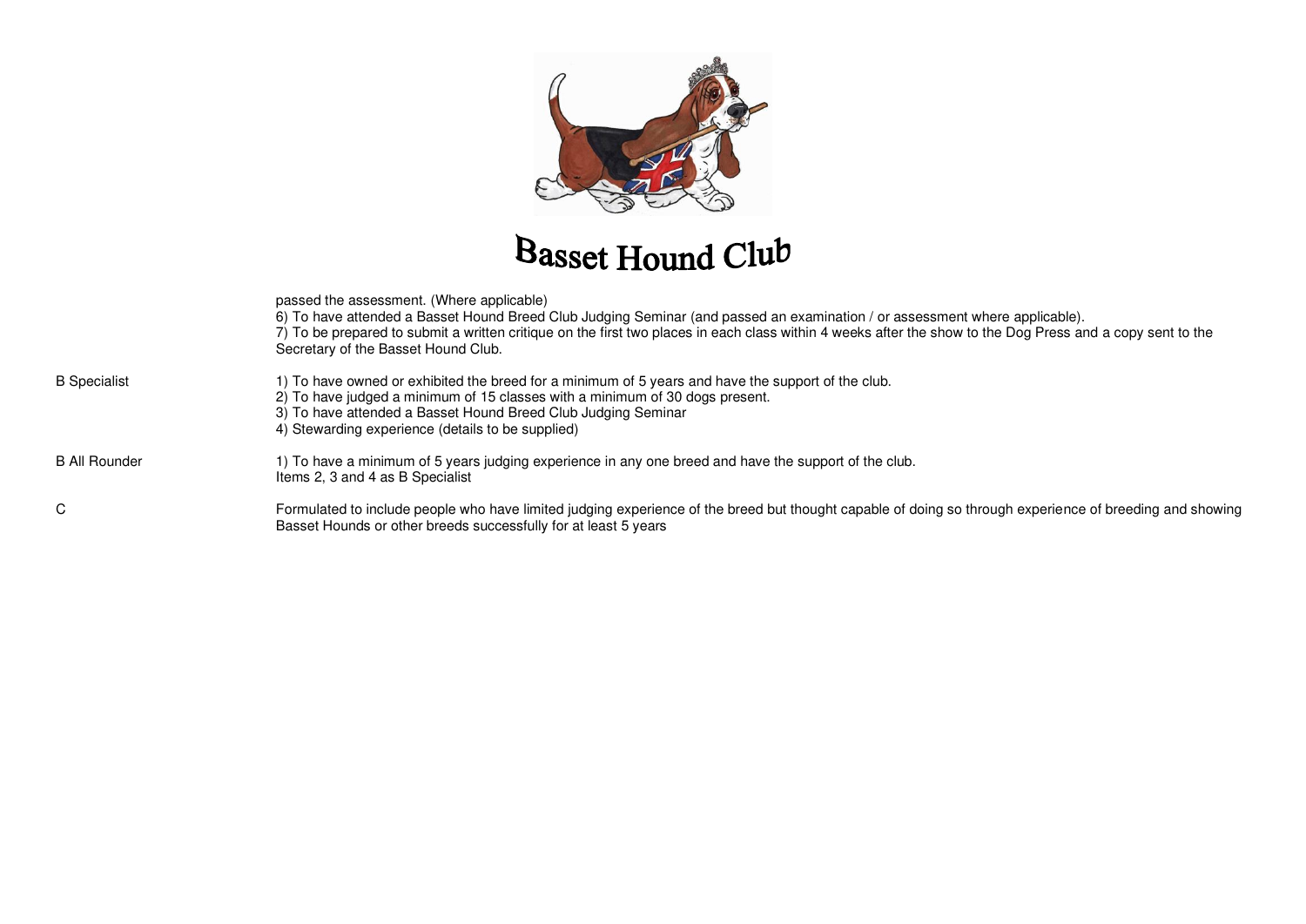# Basset Hound Club

| | |
|---|---|
| | passed the assessment. (Where applicable)<br>6) To have attended a Basset Hound Breed Club Judging Seminar (and passed an examination / or assessment where applicable).<br>7) To be prepared to submit a written critique on the first two places in each class within 4 weeks after the show to the Dog Press and a copy sent to the Secretary of the Basset Hound Club. |
| B Specialist | 1) To have owned or exhibited the breed for a minimum of 5 years and have the support of the club.<br>2) To have judged a minimum of 15 classes with a minimum of 30 dogs present.<br>3) To have attended a Basset Hound Breed Club Judging Seminar<br>4) Stewarding experience (details to be supplied) |
| B All Rounder | 1) To have a minimum of 5 years judging experience in any one breed and have the support of the club.<br>Items 2, 3 and 4 as B Specialist |
| C | Formulated to include people who have limited judging experience of the breed but thought capable of doing so through experience of breeding and showing Basset Hounds or other breeds successfully for at least 5 years |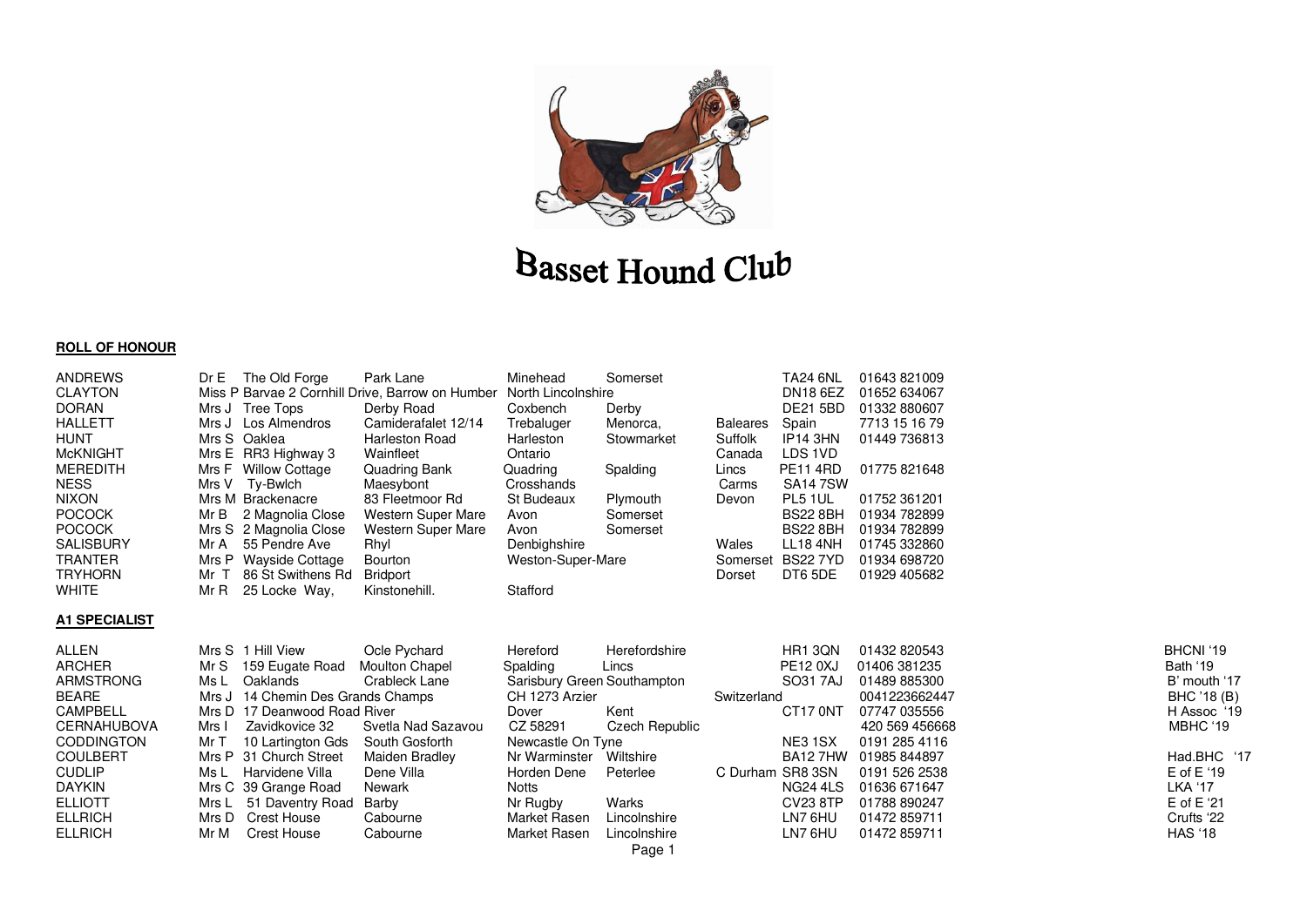# Basset Hound Club

**ROLL OF HONOUR**

| Surname | Title | Address 1 | Address 2 | Town | County | Region | Postcode | Phone |
|---|---|---|---|---|---|---|---|---|
| ANDREWS | Dr E | The Old Forge | Park Lane | Minehead | Somerset | | TA24 6NL | 01643 821009 |
| CLAYTON | Miss P | Barvae 2 Cornhill Drive, Barrow on Humber | | North Lincolnshire | | | DN18 6EZ | 01652 634067 |
| DORAN | Mrs J | Tree Tops | Derby Road | Coxbench | Derby | | DE21 5BD | 01332 880607 |
| HALLETT | Mrs J | Los Almendros | Camiderafalet 12/14 | Trebaluger | Menorca, | Baleares | Spain | 7713 15 16 79 |
| HUNT | Mrs S | Oaklea | Harleston Road | Harleston | Stowmarket | Suffolk | IP14 3HN | 01449 736813 |
| McKNIGHT | Mrs E | RR3 Highway 3 | Wainfleet | Ontario | | Canada | LDS 1VD | |
| MEREDITH | Mrs F | Willow Cottage | Quadring Bank | Quadring | Spalding | Lincs | PE11 4RD | 01775 821648 |
| NESS | Mrs V | Ty-Bwlch | Maesybont | Crosshands | | Carms | SA14 7SW | |
| NIXON | Mrs M | Brackenacre | 83 Fleetmoor Rd | St Budeaux | Plymouth | Devon | PL5 1UL | 01752 361201 |
| POCOCK | Mr B | 2 Magnolia Close | Western Super Mare | Avon | Somerset | | BS22 8BH | 01934 782899 |
| POCOCK | Mrs S | 2 Magnolia Close | Western Super Mare | Avon | Somerset | | BS22 8BH | 01934 782899 |
| SALISBURY | Mr A | 55 Pendre Ave | Rhyl | Denbighshire | | Wales | LL18 4NH | 01745 332860 |
| TRANTER | Mrs P | Wayside Cottage | Bourton | Weston-Super-Mare | | Somerset | BS22 7YD | 01934 698720 |
| TRYHORN | Mr T | 86 St Swithens Rd | Bridport | | | Dorset | DT6 5DE | 01929 405682 |
| WHITE | Mr R | 25 Locke Way, | Kinstonehill. | Stafford | | | | |

**A1 SPECIALIST**

| Surname | Title | Address 1 | Address 2 | Town | County | Region | Postcode | Phone | Appointment |
|---|---|---|---|---|---|---|---|---|---|
| ALLEN | Mrs S | 1 Hill View | Ocle Pychard | Hereford | Herefordshire | | HR1 3QN | 01432 820543 | BHCNI '19 |
| ARCHER | Mr S | 159 Eugate Road | Moulton Chapel | Spalding | Lincs | | PE12 0XJ | 01406 381235 | Bath '19 |
| ARMSTRONG | Ms L | Oaklands | Crableck Lane | Sarisbury Green Southampton | | | SO31 7AJ | 01489 885300 | B' mouth '17 |
| BEARE | Mrs J | 14 Chemin Des Grands Champs | | CH 1273 Arzier | | Switzerland | | 0041223662447 | BHC '18 (B) |
| CAMPBELL | Mrs D | 17 Deanwood Road River | | Dover | Kent | | CT17 0NT | 07747 035556 | H Assoc '19 |
| CERNAHUBOVA | Mrs I | Zavidkovice 32 | Svetla Nad Sazavou | CZ 58291 | Czech Republic | | | 420 569 456668 | MBHC '19 |
| CODDINGTON | Mr T | 10 Lartington Gds | South Gosforth | Newcastle On Tyne | | | NE3 1SX | 0191 285 4116 | |
| COULBERT | Mrs P | 31 Church Street | Maiden Bradley | Nr Warminster | Wiltshire | | BA12 7HW | 01985 844897 | Had.BHC '17 |
| CUDLIP | Ms L | Harvidene Villa | Dene Villa | Horden Dene | Peterlee | C Durham | SR8 3SN | 0191 526 2538 | E of E '19 |
| DAYKIN | Mrs C | 39 Grange Road | Newark | Notts | | | NG24 4LS | 01636 671647 | LKA '17 |
| ELLIOTT | Mrs L | 51 Daventry Road | Barby | Nr Rugby | Warks | | CV23 8TP | 01788 890247 | E of E '21 |
| ELLRICH | Mrs D | Crest House | Cabourne | Market Rasen | Lincolnshire | | LN7 6HU | 01472 859711 | Crufts '22 |
| ELLRICH | Mr M | Crest House | Cabourne | Market Rasen | Lincolnshire | | LN7 6HU | 01472 859711 | HAS '18 |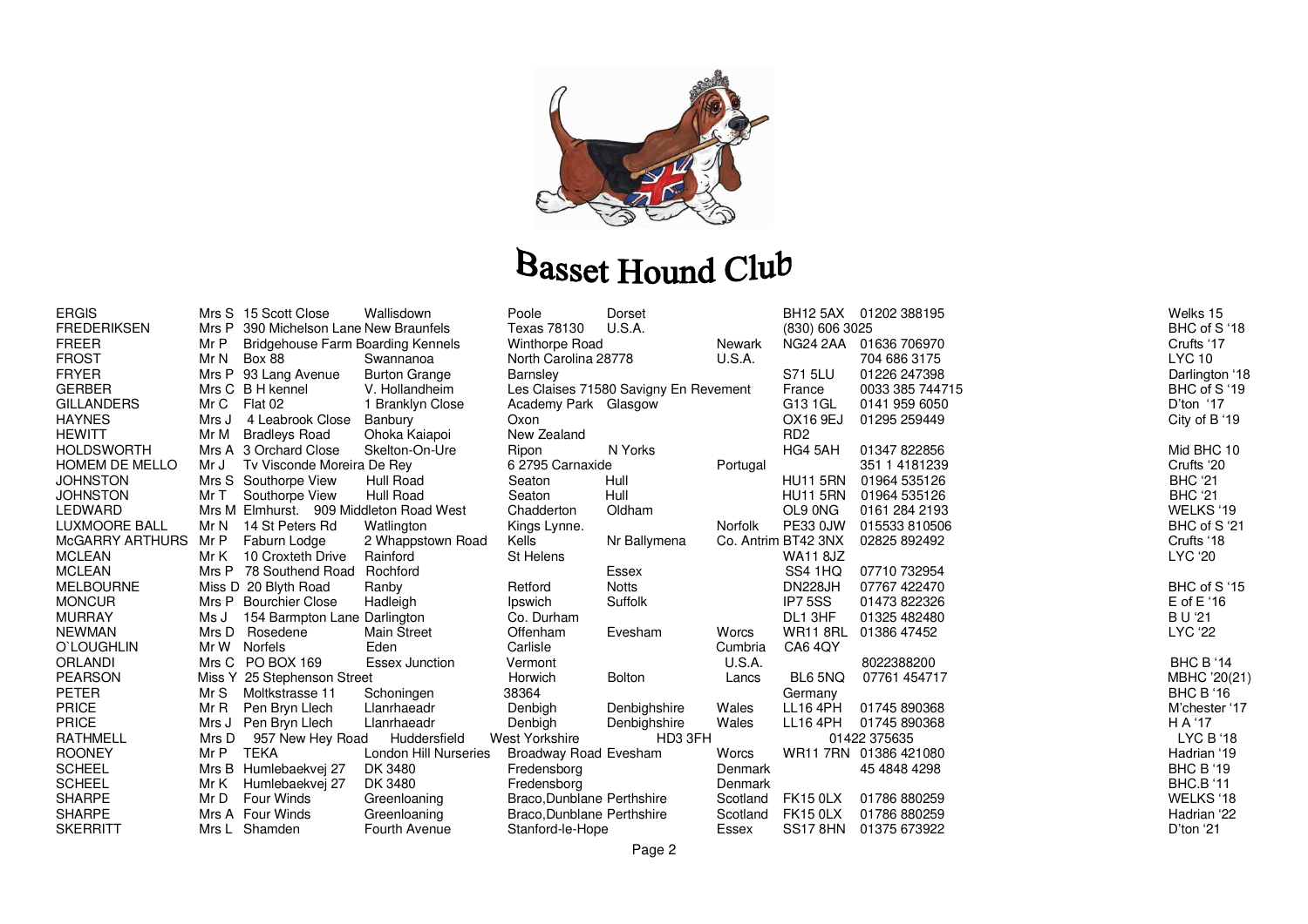# Basset Hound Club

| | | | | | | | | | |
|---|---|---|---|---|---|---|---|---|---|
| ERGIS | Mrs S | 15 Scott Close | Wallisdown | Poole | Dorset | | BH12 5AX | 01202 388195 | Welks 15 |
| FREDERIKSEN | Mrs P | 390 Michelson Lane | New Braunfels | Texas 78130 | U.S.A. | | (830) 606 3025 | | BHC of S '18 |
| FREER | Mr P | Bridgehouse Farm Boarding Kennels | | Winthorpe Road | | Newark | NG24 2AA | 01636 706970 | Crufts '17 |
| FROST | Mr N | Box 88 | Swannanoa | North Carolina 28778 | | U.S.A. | | 704 686 3175 | LYC 10 |
| FRYER | Mrs P | 93 Lang Avenue | Burton Grange | Barnsley | | | S71 5LU | 01226 247398 | Darlington '18 |
| GERBER | Mrs C | B H kennel | V. Hollandheim | Les Claises 71580 Savigny En Revement | | | France | 0033 385 744715 | BHC of S '19 |
| GILLANDERS | Mr C | Flat 02 | 1 Branklyn Close | Academy Park | Glasgow | | G13 1GL | 0141 959 6050 | D'ton '17 |
| HAYNES | Mrs J | 4 Leabrook Close | Banbury | Oxon | | | OX16 9EJ | 01295 259449 | City of B '19 |
| HEWITT | Mr M | Bradleys Road | Ohoka Kaiapoi | New Zealand | | | RD2 | | |
| HOLDSWORTH | Mrs A | 3 Orchard Close | Skelton-On-Ure | Ripon | N Yorks | | HG4 5AH | 01347 822856 | Mid BHC 10 |
| HOMEM DE MELLO | Mr J | Tv Visconde Moreira De Rey | | 6 2795 Carnaxide | | Portugal | | 351 1 4181239 | Crufts '20 |
| JOHNSTON | Mrs S | Southorpe View | Hull Road | Seaton | Hull | | HU11 5RN | 01964 535126 | BHC '21 |
| JOHNSTON | Mr T | Southorpe View | Hull Road | Seaton | Hull | | HU11 5RN | 01964 535126 | BHC '21 |
| LEDWARD | Mrs M | Elmhurst. | 909 Middleton Road West | Chadderton | Oldham | | OL9 0NG | 0161 284 2193 | WELKS '19 |
| LUXMOORE BALL | Mr N | 14 St Peters Rd | Watlington | Kings Lynne. | | Norfolk | PE33 0JW | 015533 810506 | BHC of S '21 |
| McGARRY ARTHURS | Mr P | Faburn Lodge | 2 Whappstown Road | Kells | Nr Ballymena | Co. Antrim | BT42 3NX | 02825 892492 | Crufts '18 |
| MCLEAN | Mr K | 10 Croxteth Drive | Rainford | St Helens | | | WA11 8JZ | | LYC '20 |
| MCLEAN | Mrs P | 78 Southend Road | Rochford | | Essex | | SS4 1HQ | 07710 732954 | |
| MELBOURNE | Miss D | 20 Blyth Road | Ranby | Retford | Notts | | DN228JH | 07767 422470 | BHC of S '15 |
| MONCUR | Mrs P | Bourchier Close | Hadleigh | Ipswich | Suffolk | | IP7 5SS | 01473 822326 | E of E '16 |
| MURRAY | Ms J | 154 Barmpton Lane | Darlington | Co. Durham | | | DL1 3HF | 01325 482480 | B U '21 |
| NEWMAN | Mrs D | Rosedene | Main Street | Offenham | Evesham | Worcs | WR11 8RL | 01386 47452 | LYC '22 |
| O`LOUGHLIN | Mr W | Norfels | Eden | Carlisle | | Cumbria | CA6 4QY | | |
| ORLANDI | Mrs C | PO BOX 169 | Essex Junction | Vermont | | U.S.A. | | 8022388200 | BHC B '14 |
| PEARSON | Miss Y | 25 Stephenson Street | | Horwich | Bolton | Lancs | BL6 5NQ | 07761 454717 | MBHC '20(21) |
| PETER | Mr S | Moltkstrasse 11 | Schoningen | 38364 | | | Germany | | BHC B '16 |
| PRICE | Mr R | Pen Bryn Llech | Llanrhaeadr | Denbigh | Denbighshire | Wales | LL16 4PH | 01745 890368 | M'chester '17 |
| PRICE | Mrs J | Pen Bryn Llech | Llanrhaeadr | Denbigh | Denbighshire | Wales | LL16 4PH | 01745 890368 | H A '17 |
| RATHMELL | Mrs D | 957 New Hey Road | Huddersfield | West Yorkshire | HD3 3FH | | | 01422 375635 | LYC B '18 |
| ROONEY | Mr P | TEKA | London Hill Nurseries | Broadway Road | Evesham | Worcs | WR11 7RN | 01386 421080 | Hadrian '19 |
| SCHEEL | Mrs B | Humlebaekvej 27 | DK 3480 | Fredensborg | | Denmark | | 45 4848 4298 | BHC B '19 |
| SCHEEL | Mr K | Humlebaekvej 27 | DK 3480 | Fredensborg | | Denmark | | | BHC.B '11 |
| SHARPE | Mr D | Four Winds | Greenloaning | Braco,Dunblane | Perthshire | Scotland | FK15 0LX | 01786 880259 | WELKS '18 |
| SHARPE | Mrs A | Four Winds | Greenloaning | Braco,Dunblane | Perthshire | Scotland | FK15 0LX | 01786 880259 | Hadrian '22 |
| SKERRITT | Mrs L | Shamden | Fourth Avenue | Stanford-le-Hope | | Essex | SS17 8HN | 01375 673922 | D'ton '21 |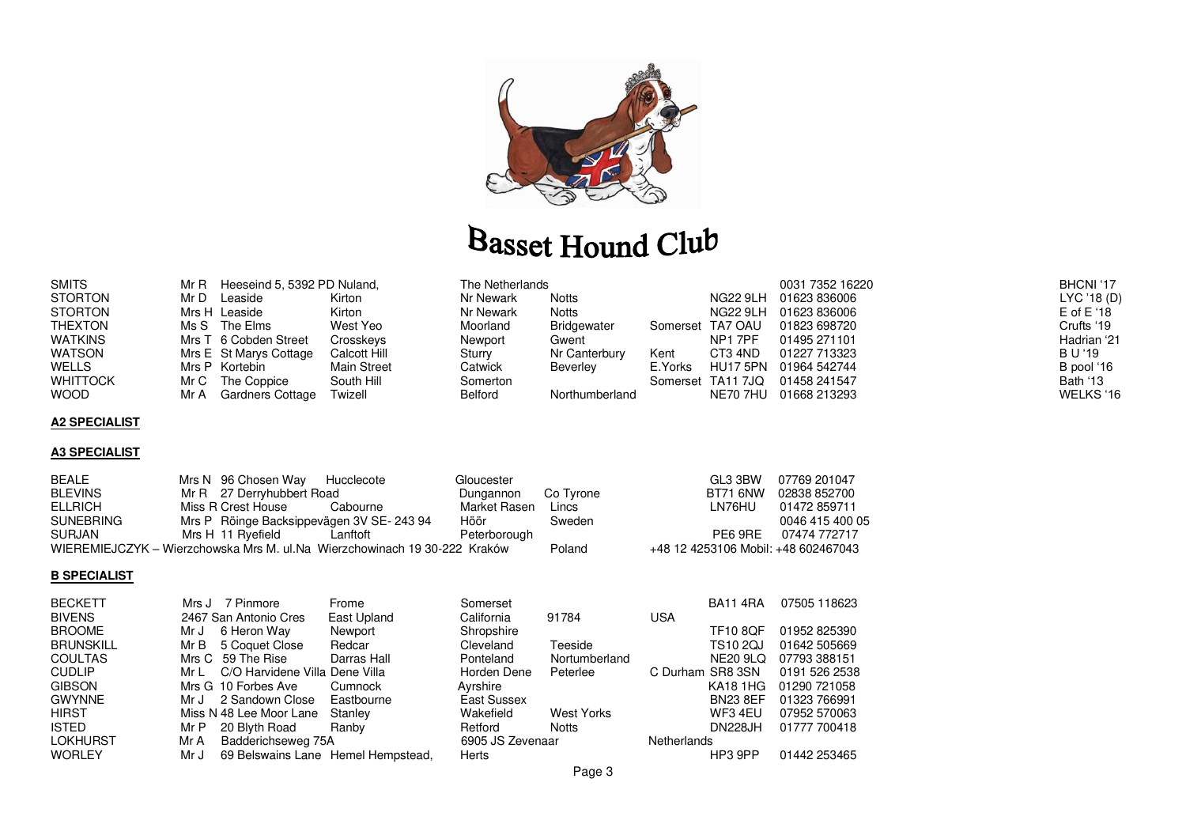# Basset Hound Club

| | | | | | | | | | |
|---|---|---|---|---|---|---|---|---|---|
| SMITS | Mr R | Heeseind 5, 5392 PD Nuland, | | The Netherlands | | | | 0031 7352 16220 | BHCNI '17 |
| STORTON | Mr D | Leaside | Kirton | Nr Newark | Notts | | NG22 9LH | 01623 836006 | LYC '18 (D) |
| STORTON | Mrs H | Leaside | Kirton | Nr Newark | Notts | | NG22 9LH | 01623 836006 | E of E '18 |
| THEXTON | Ms S | The Elms | West Yeo | Moorland | Bridgewater | Somerset | TA7 OAU | 01823 698720 | Crufts '19 |
| WATKINS | Mrs T | 6 Cobden Street | Crosskeys | Newport | Gwent | | NP1 7PF | 01495 271101 | Hadrian '21 |
| WATSON | Mrs E | St Marys Cottage | Calcott Hill | Sturry | Nr Canterbury | Kent | CT3 4ND | 01227 713323 | B U '19 |
| WELLS | Mrs P | Kortebin | Main Street | Catwick | Beverley | E.Yorks | HU17 5PN | 01964 542744 | B pool '16 |
| WHITTOCK | Mr C | The Coppice | South Hill | Somerton | | Somerset | TA11 7JQ | 01458 241547 | Bath '13 |
| WOOD | Mr A | Gardners Cottage | Twizell | Belford | Northumberland | | NE70 7HU | 01668 213293 | WELKS '16 |

**A2 SPECIALIST**

**A3 SPECIALIST**

| | | | | | | | |
|---|---|---|---|---|---|---|---|
| BEALE | Mrs N | 96 Chosen Way | Hucclecote | Gloucester | | GL3 3BW | 07769 201047 |
| BLEVINS | Mr R | 27 Derryhubbert Road | | Dungannon | Co Tyrone | BT71 6NW | 02838 852700 |
| ELLRICH | Miss R | Crest House | Cabourne | Market Rasen | Lincs | LN76HU | 01472 859711 |
| SUNEBRING | Mrs P | Röinge Backsippevägen 3V SE- 243 94 | | Höör | Sweden | | 0046 415 400 05 |
| SURJAN | Mrs H | 11 Ryefield | Lanftoft | Peterborough | | PE6 9RE | 07474 772717 |
| WIEREMIEJCZYK – Wierzchowska | Mrs M. | ul.Na Wierzchowinach 19 30-222 | | Kraków | Poland | | +48 12 4253106 Mobil: +48 602467043 |

**B SPECIALIST**

| | | | | | | | | |
|---|---|---|---|---|---|---|---|---|
| BECKETT | Mrs J | 7 Pinmore | Frome | Somerset | | | BA11 4RA | 07505 118623 |
| BIVENS | | 2467 San Antonio Cres | East Upland | California | 91784 | USA | | |
| BROOME | Mr J | 6 Heron Way | Newport | Shropshire | | | TF10 8QF | 01952 825390 |
| BRUNSKILL | Mr B | 5 Coquet Close | Redcar | Cleveland | Teeside | | TS10 2QJ | 01642 505669 |
| COULTAS | Mrs C | 59 The Rise | Darras Hall | Ponteland | Nortumberland | | NE20 9LQ | 07793 388151 |
| CUDLIP | Mr L | C/O Harvidene Villa | Dene Villa | Horden Dene | Peterlee | C Durham | SR8 3SN | 0191 526 2538 |
| GIBSON | Mrs G | 10 Forbes Ave | Cumnock | Ayrshire | | | KA18 1HG | 01290 721058 |
| GWYNNE | Mr J | 2 Sandown Close | Eastbourne | East Sussex | | | BN23 8EF | 01323 766991 |
| HIRST | Miss N | 48 Lee Moor Lane | Stanley | Wakefield | West Yorks | | WF3 4EU | 07952 570063 |
| ISTED | Mr P | 20 Blyth Road | Ranby | Retford | Notts | | DN228JH | 01777 700418 |
| LOKHURST | Mr A | Badderichseweg 75A | | 6905 JS Zevenaar | | Netherlands | | |
| WORLEY | Mr J | 69 Belswains Lane | Hemel Hempstead, | Herts | | | HP3 9PP | 01442 253465 |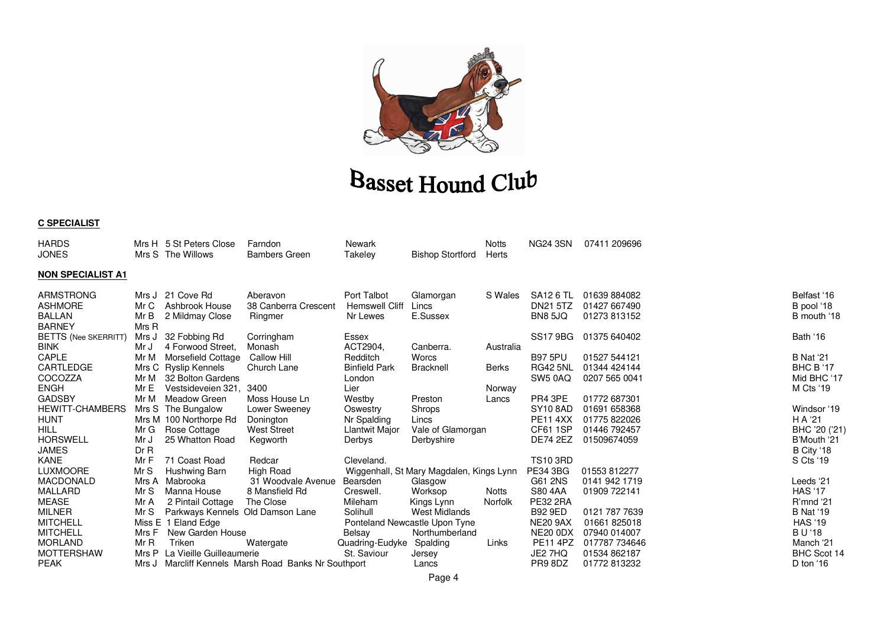# Basset Hound Club

**C SPECIALIST**

| | | | | | | | | | |
|---|---|---|---|---|---|---|---|---|---|
| HARDS | Mrs H | 5 St Peters Close | Farndon | Newark | | Notts | NG24 3SN | 07411 209696 | |
| JONES | Mrs S | The Willows | Bambers Green | Takeley | Bishop Stortford | Herts | | | |

**NON SPECIALIST A1**

| | | | | | | | | | |
|---|---|---|---|---|---|---|---|---|---|
| ARMSTRONG | Mrs J | 21 Cove Rd | Aberavon | Port Talbot | Glamorgan | S Wales | SA12 6 TL | 01639 884082 | Belfast '16 |
| ASHMORE | Mr C | Ashbrook House | 38 Canberra Crescent | Hemswell Cliff | Lincs | | DN21 5TZ | 01427 667490 | B pool '18 |
| BALLAN | Mr B | 2 Mildmay Close | Ringmer | Nr Lewes | E.Sussex | | BN8 5JQ | 01273 813152 | B mouth '18 |
| BARNEY | Mrs R | | | | | | | | |
| BETTS (Nee SKERRITT) | Mrs J | 32 Fobbing Rd | Corringham | Essex | | | SS17 9BG | 01375 640402 | Bath '16 |
| BINK | Mr J | 4 Forwood Street, | Monash | ACT2904, | Canberra. | Australia | | | |
| CAPLE | Mr M | Morsefield Cottage | Callow Hill | Redditch | Worcs | | B97 5PU | 01527 544121 | B Nat '21 |
| CARTLEDGE | Mrs C | Ryslip Kennels | Church Lane | Binfield Park | Bracknell | Berks | RG42 5NL | 01344 424144 | BHC B '17 |
| COCOZZA | Mr M | 32 Bolton Gardens | | London | | | SW5 0AQ | 0207 565 0041 | Mid BHC '17 |
| ENGH | Mr E | Vestsideveien 321, | 3400 | Lier | | Norway | | | M Cts '19 |
| GADSBY | Mr M | Meadow Green | Moss House Ln | Westby | Preston | Lancs | PR4 3PE | 01772 687301 | |
| HEWITT-CHAMBERS | Mrs S | The Bungalow | Lower Sweeney | Oswestry | Shrops | | SY10 8AD | 01691 658368 | Windsor '19 |
| HUNT | Mrs M | 100 Northorpe Rd | Donington | Nr Spalding | Lincs | | PE11 4XX | 01775 822026 | H A '21 |
| HILL | Mr G | Rose Cottage | West Street | Llantwit Major | Vale of Glamorgan | | CF61 1SP | 01446 792457 | BHC '20 ('21) |
| HORSWELL | Mr J | 25 Whatton Road | Kegworth | Derbys | Derbyshire | | DE74 2EZ | 01509674059 | B'Mouth '21 |
| JAMES | Dr R | | | | | | | | B City '18 |
| KANE | Mr F | 71 Coast Road | Redcar | Cleveland. | | | TS10 3RD | | S Cts '19 |
| LUXMOORE | Mr S | Hushwing Barn | High Road | Wiggenhall, St Mary Magdalen, Kings Lynn | | | PE34 3BG | 01553 812277 | |
| MACDONALD | Mrs A | Mabrooka | 31 Woodvale Avenue | Bearsden | Glasgow | | G61 2NS | 0141 942 1719 | Leeds '21 |
| MALLARD | Mr S | Manna House | 8 Mansfield Rd | Creswell. | Worksop | Notts | S80 4AA | 01909 722141 | HAS '17 |
| MEASE | Mr A | 2 Pintail Cottage | The Close | Mileham | Kings Lynn | Norfolk | PE32 2RA | | R'mnd '21 |
| MILNER | Mr S | Parkways Kennels | Old Damson Lane | Solihull | West Midlands | | B92 9ED | 0121 787 7639 | B Nat '19 |
| MITCHELL | Miss E | 1 Eland Edge | | Ponteland Newcastle Upon Tyne | | | NE20 9AX | 01661 825018 | HAS '19 |
| MITCHELL | Mrs F | New Garden House | | Belsay | Northumberland | | NE20 0DX | 07940 014007 | B U '18 |
| MORLAND | Mr R | Triken | Watergate | Quadring-Eudyke | Spalding | Links | PE11 4PZ | 017787 734646 | Manch '21 |
| MOTTERSHAW | Mrs P | La Vieille Guilleaumerie | | St. Saviour | Jersey | | JE2 7HQ | 01534 862187 | BHC Scot 14 |
| PEAK | Mrs J | Marcliff Kennels | Marsh Road | Banks Nr Southport | Lancs | | PR9 8DZ | 01772 813232 | D ton '16 |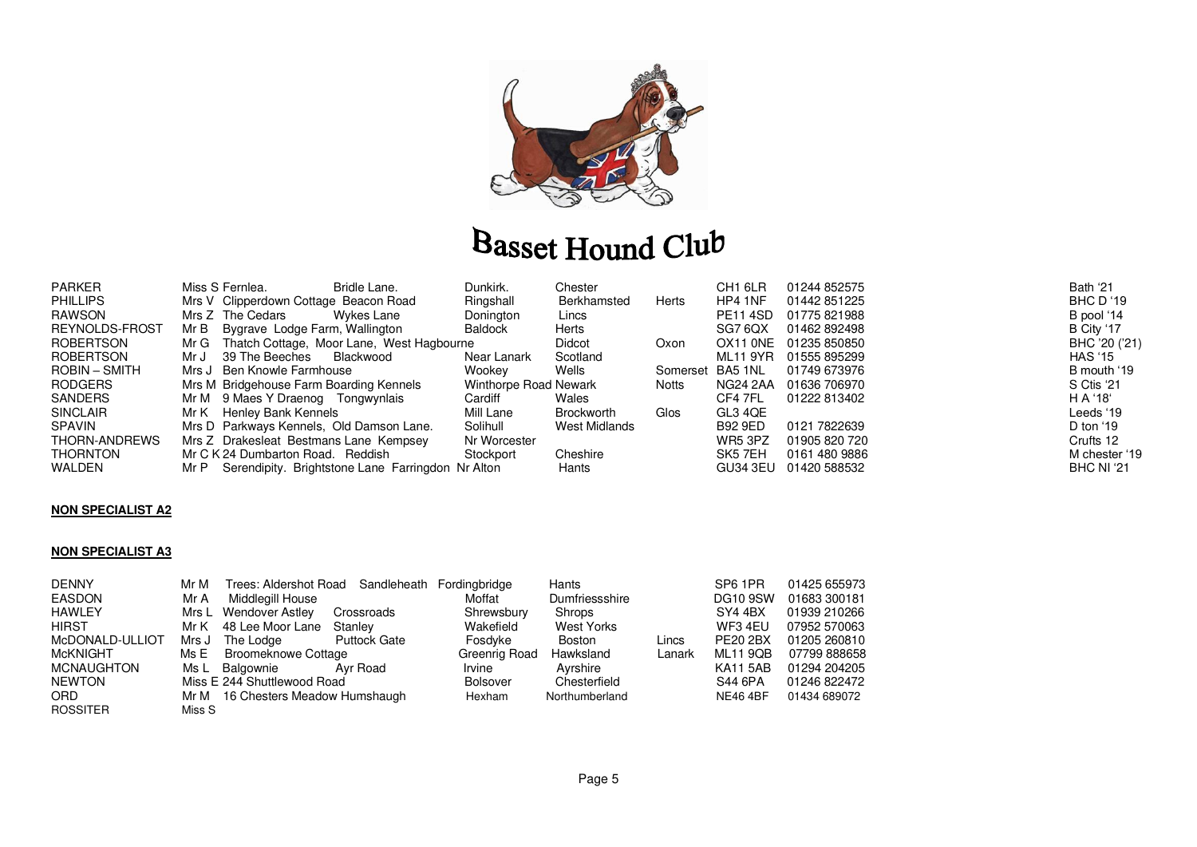# Basset Hound Club

| | | | | | | | | | |
|---|---|---|---|---|---|---|---|---|---|
| PARKER | Miss S | Fernlea. Bridle Lane. | Dunkirk. | Chester | | CH1 6LR | 01244 852575 | Bath '21 |
| PHILLIPS | Mrs V | Clipperdown Cottage Beacon Road | Ringshall | Berkhamsted | Herts | HP4 1NF | 01442 851225 | BHC D '19 |
| RAWSON | Mrs Z | The Cedars Wykes Lane | Donington | Lincs | | PE11 4SD | 01775 821988 | B pool '14 |
| REYNOLDS-FROST | Mr B | Bygrave Lodge Farm, Wallington | Baldock | Herts | | SG7 6QX | 01462 892498 | B City '17 |
| ROBERTSON | Mr G | Thatch Cottage, Moor Lane, West Hagbourne | | Didcot | Oxon | OX11 0NE | 01235 850850 | BHC '20 ('21) |
| ROBERTSON | Mr J | 39 The Beeches Blackwood | Near Lanark | Scotland | | ML11 9YR | 01555 895299 | HAS '15 |
| ROBIN – SMITH | Mrs J | Ben Knowle Farmhouse | Wookey | Wells | Somerset | BA5 1NL | 01749 673976 | B mouth '19 |
| RODGERS | Mrs M | Bridgehouse Farm Boarding Kennels | Winthorpe Road | Newark | Notts | NG24 2AA | 01636 706970 | S Ctis '21 |
| SANDERS | Mr M | 9 Maes Y Draenog Tongwynlais | Cardiff | Wales | | CF4 7FL | 01222 813402 | H A '18' |
| SINCLAIR | Mr K | Henley Bank Kennels | Mill Lane | Brockworth | Glos | GL3 4QE | | Leeds '19 |
| SPAVIN | Mrs D | Parkways Kennels, Old Damson Lane. | Solihull | West Midlands | | B92 9ED | 0121 7822639 | D ton '19 |
| THORN-ANDREWS | Mrs Z | Drakesleat Bestmans Lane Kempsey | Nr Worcester | | | WR5 3PZ | 01905 820 720 | Crufts 12 |
| THORNTON | Mr C K | 24 Dumbarton Road. Reddish | Stockport | Cheshire | | SK5 7EH | 0161 480 9886 | M chester '19 |
| WALDEN | Mr P | Serendipity. Brightstone Lane Farringdon Nr Alton | | Hants | | GU34 3EU | 01420 588532 | BHC NI '21 |

**NON SPECIALIST A2**

**NON SPECIALIST A3**

| | | | | | | | |
|---|---|---|---|---|---|---|---|
| DENNY | Mr M | Trees: Aldershot Road Sandleheath | Fordingbridge | Hants | | SP6 1PR | 01425 655973 |
| EASDON | Mr A | Middlegill House | Moffat | Dumfriessshire | | DG10 9SW | 01683 300181 |
| HAWLEY | Mrs L | Wendover Astley Crossroads | Shrewsbury | Shrops | | SY4 4BX | 01939 210266 |
| HIRST | Mr K | 48 Lee Moor Lane Stanley | Wakefield | West Yorks | | WF3 4EU | 07952 570063 |
| McDONALD-ULLIOT | Mrs J | The Lodge Puttock Gate | Fosdyke | Boston | Lincs | PE20 2BX | 01205 260810 |
| McKNIGHT | Ms E | Broomeknowe Cottage | Greenrig Road | Hawksland | Lanark | ML11 9QB | 07799 888658 |
| MCNAUGHTON | Ms L | Balgownie Ayr Road | Irvine | Ayrshire | | KA11 5AB | 01294 204205 |
| NEWTON | Miss E | 244 Shuttlewood Road | Bolsover | Chesterfield | | S44 6PA | 01246 822472 |
| ORD | Mr M | 16 Chesters Meadow Humshaugh | Hexham | Northumberland | | NE46 4BF | 01434 689072 |
| ROSSITER | Miss S | | | | | | |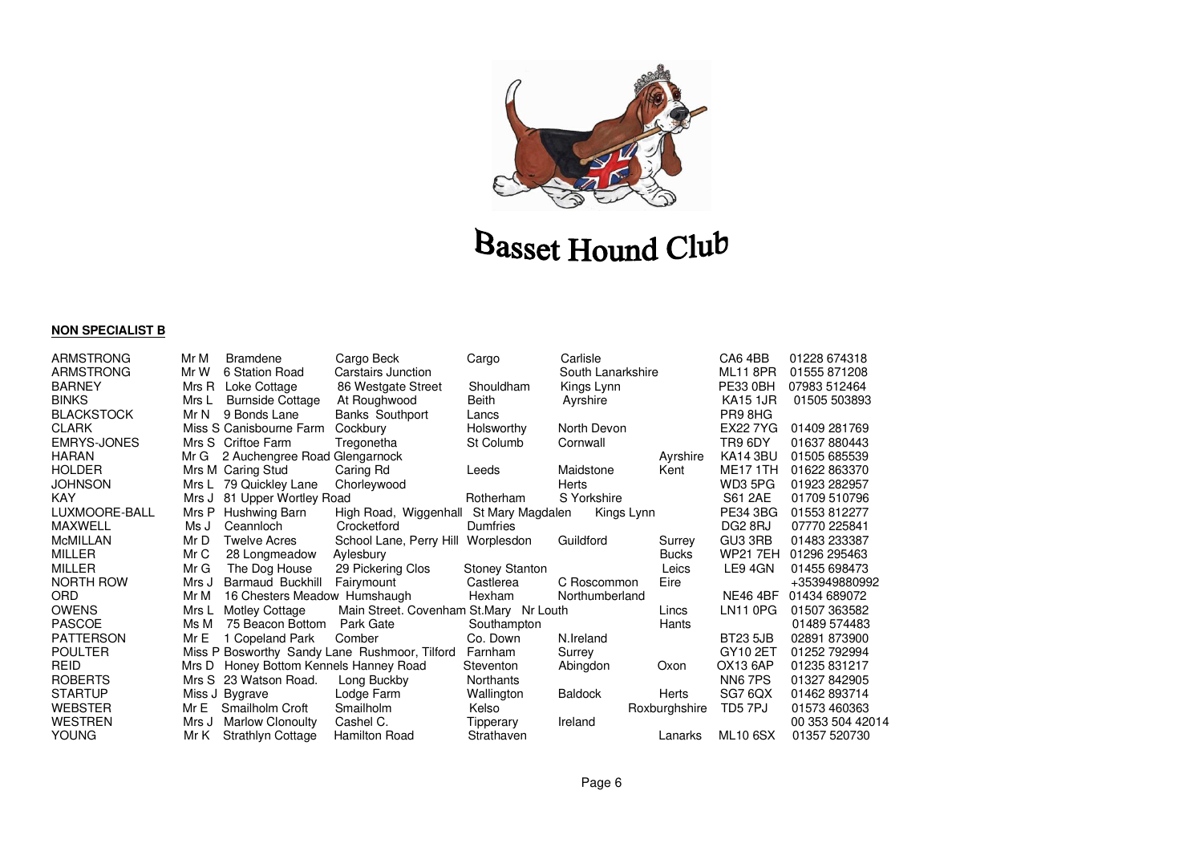# Basset Hound Club

**NON SPECIALIST B**

| | | | | | | | | | |
|---|---|---|---|---|---|---|---|---|---|
| ARMSTRONG | Mr M | Bramdene | Cargo Beck | Cargo | Carlisle | | CA6 4BB | 01228 674318 |
| ARMSTRONG | Mr W | 6 Station Road | Carstairs Junction | | South Lanarkshire | | ML11 8PR | 01555 871208 |
| BARNEY | Mrs R | Loke Cottage | 86 Westgate Street | Shouldham | Kings Lynn | | PE33 0BH | 07983 512464 |
| BINKS | Mrs L | Burnside Cottage | At Roughwood | Beith | Ayrshire | | KA15 1JR | 01505 503893 |
| BLACKSTOCK | Mr N | 9 Bonds Lane | Banks Southport | Lancs | | | PR9 8HG | |
| CLARK | Miss S | Canisbourne Farm | Cockbury | Holsworthy | North Devon | | EX22 7YG | 01409 281769 |
| EMRYS-JONES | Mrs S | Criftoe Farm | Tregonetha | St Columb | Cornwall | | TR9 6DY | 01637 880443 |
| HARAN | Mr G | 2 Auchengree Road | Glengarnock | | | Ayrshire | KA14 3BU | 01505 685539 |
| HOLDER | Mrs M | Caring Stud | Caring Rd | Leeds | Maidstone | Kent | ME17 1TH | 01622 863370 |
| JOHNSON | Mrs L | 79 Quickley Lane | Chorleywood | | Herts | | WD3 5PG | 01923 282957 |
| KAY | Mrs J | 81 Upper Wortley Road | | Rotherham | S Yorkshire | | S61 2AE | 01709 510796 |
| LUXMOORE-BALL | Mrs P | Hushwing Barn | High Road, Wiggenhall | St Mary Magdalen | Kings Lynn | | PE34 3BG | 01553 812277 |
| MAXWELL | Ms J | Ceannloch | Crocketford | Dumfries | | | DG2 8RJ | 07770 225841 |
| McMILLAN | Mr D | Twelve Acres | School Lane, Perry Hill | Worplesdon | Guildford | Surrey | GU3 3RB | 01483 233387 |
| MILLER | Mr C | 28 Longmeadow | Aylesbury | | | Bucks | WP21 7EH | 01296 295463 |
| MILLER | Mr G | The Dog House | 29 Pickering Clos | Stoney Stanton | | Leics | LE9 4GN | 01455 698473 |
| NORTH ROW | Mrs J | Barmaud Buckhill | Fairymount | Castlerea | C Roscommon | Eire | | +353949880992 |
| ORD | Mr M | 16 Chesters Meadow | Humshaugh | Hexham | Northumberland | | NE46 4BF | 01434 689072 |
| OWENS | Mrs L | Motley Cottage | Main Street. Covenham St.Mary | Nr Louth | | Lincs | LN11 0PG | 01507 363582 |
| PASCOE | Ms M | 75 Beacon Bottom | Park Gate | Southampton | | Hants | | 01489 574483 |
| PATTERSON | Mr E | 1 Copeland Park | Comber | Co. Down | N.Ireland | | BT23 5JB | 02891 873900 |
| POULTER | Miss P | Bosworthy Sandy Lane | Rushmoor, Tilford | Farnham | Surrey | | GY10 2ET | 01252 792994 |
| REID | Mrs D | Honey Bottom Kennels | Hanney Road | Steventon | Abingdon | Oxon | OX13 6AP | 01235 831217 |
| ROBERTS | Mrs S | 23 Watson Road. | Long Buckby | Northants | | | NN6 7PS | 01327 842905 |
| STARTUP | Miss J | Bygrave | Lodge Farm | Wallington | Baldock | Herts | SG7 6QX | 01462 893714 |
| WEBSTER | Mr E | Smailholm Croft | Smailholm | Kelso | | Roxburghshire | TD5 7PJ | 01573 460363 |
| WESTREN | Mrs J | Marlow Clonoulty | Cashel C. | Tipperary | Ireland | | | 00 353 504 42014 |
| YOUNG | Mr K | Strathlyn Cottage | Hamilton Road | Strathaven | | Lanarks | ML10 6SX | 01357 520730 |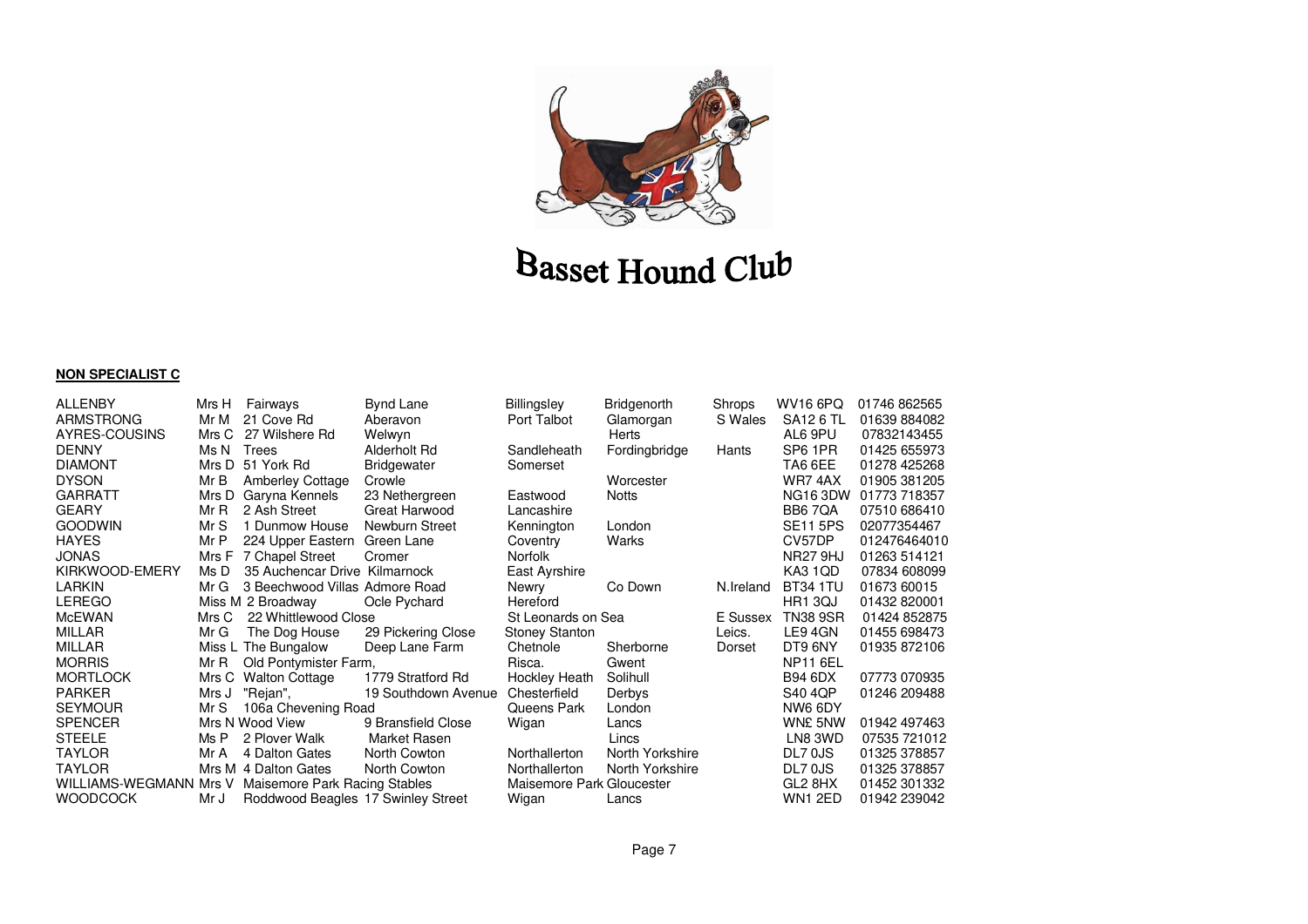# Basset Hound Club

**NON SPECIALIST C**

| | | | | | | | | | |
|---|---|---|---|---|---|---|---|---|---|
| ALLENBY | Mrs H | Fairways | Bynd Lane | Billingsley | Bridgenorth | Shrops | WV16 6PQ | 01746 862565 |
| ARMSTRONG | Mr M | 21 Cove Rd | Aberavon | Port Talbot | Glamorgan | S Wales | SA12 6 TL | 01639 884082 |
| AYRES-COUSINS | Mrs C | 27 Wilshere Rd | Welwyn | | Herts | | AL6 9PU | 07832143455 |
| DENNY | Ms N | Trees | Alderholt Rd | Sandleheath | Fordingbridge | Hants | SP6 1PR | 01425 655973 |
| DIAMONT | Mrs D | 51 York Rd | Bridgewater | Somerset | | | TA6 6EE | 01278 425268 |
| DYSON | Mr B | Amberley Cottage | Crowle | | Worcester | | WR7 4AX | 01905 381205 |
| GARRATT | Mrs D | Garyna Kennels | 23 Nethergreen | Eastwood | Notts | | NG16 3DW | 01773 718357 |
| GEARY | Mr R | 2 Ash Street | Great Harwood | Lancashire | | | BB6 7QA | 07510 686410 |
| GOODWIN | Mr S | 1 Dunmow House | Newburn Street | Kennington | London | | SE11 5PS | 02077354467 |
| HAYES | Mr P | 224 Upper Eastern | Green Lane | Coventry | Warks | | CV57DP | 012476464010 |
| JONAS | Mrs F | 7 Chapel Street | Cromer | Norfolk | | | NR27 9HJ | 01263 514121 |
| KIRKWOOD-EMERY | Ms D | 35 Auchencar Drive | Kilmarnock | East Ayrshire | | | KA3 1QD | 07834 608099 |
| LARKIN | Mr G | 3 Beechwood Villas | Admore Road | Newry | Co Down | N.Ireland | BT34 1TU | 01673 60015 |
| LEREGO | Miss M | 2 Broadway | Ocle Pychard | Hereford | | | HR1 3QJ | 01432 820001 |
| McEWAN | Mrs C | 22 Whittlewood Close | | St Leonards on Sea | | E Sussex | TN38 9SR | 01424 852875 |
| MILLAR | Mr G | The Dog House | 29 Pickering Close | Stoney Stanton | | Leics. | LE9 4GN | 01455 698473 |
| MILLAR | Miss L | The Bungalow | Deep Lane Farm | Chetnole | Sherborne | Dorset | DT9 6NY | 01935 872106 |
| MORRIS | Mr R | Old Pontymister Farm, | | Risca. | Gwent | | NP11 6EL | |
| MORTLOCK | Mrs C | Walton Cottage | 1779 Stratford Rd | Hockley Heath | Solihull | | B94 6DX | 07773 070935 |
| PARKER | Mrs J | "Rejan", | 19 Southdown Avenue | Chesterfield | Derbys | | S40 4QP | 01246 209488 |
| SEYMOUR | Mr S | 106a Chevening Road | | Queens Park | London | | NW6 6DY | |
| SPENCER | Mrs N | Wood View | 9 Bransfield Close | Wigan | Lancs | | WN£ 5NW | 01942 497463 |
| STEELE | Ms P | 2 Plover Walk | Market Rasen | | Lincs | | LN8 3WD | 07535 721012 |
| TAYLOR | Mr A | 4 Dalton Gates | North Cowton | Northallerton | North Yorkshire | | DL7 0JS | 01325 378857 |
| TAYLOR | Mrs M | 4 Dalton Gates | North Cowton | Northallerton | North Yorkshire | | DL7 0JS | 01325 378857 |
| WILLIAMS-WEGMANN | Mrs V | Maisemore Park Racing Stables | | Maisemore Park | Gloucester | | GL2 8HX | 01452 301332 |
| WOODCOCK | Mr J | Roddwood Beagles | 17 Swinley Street | Wigan | Lancs | | WN1 2ED | 01942 239042 |